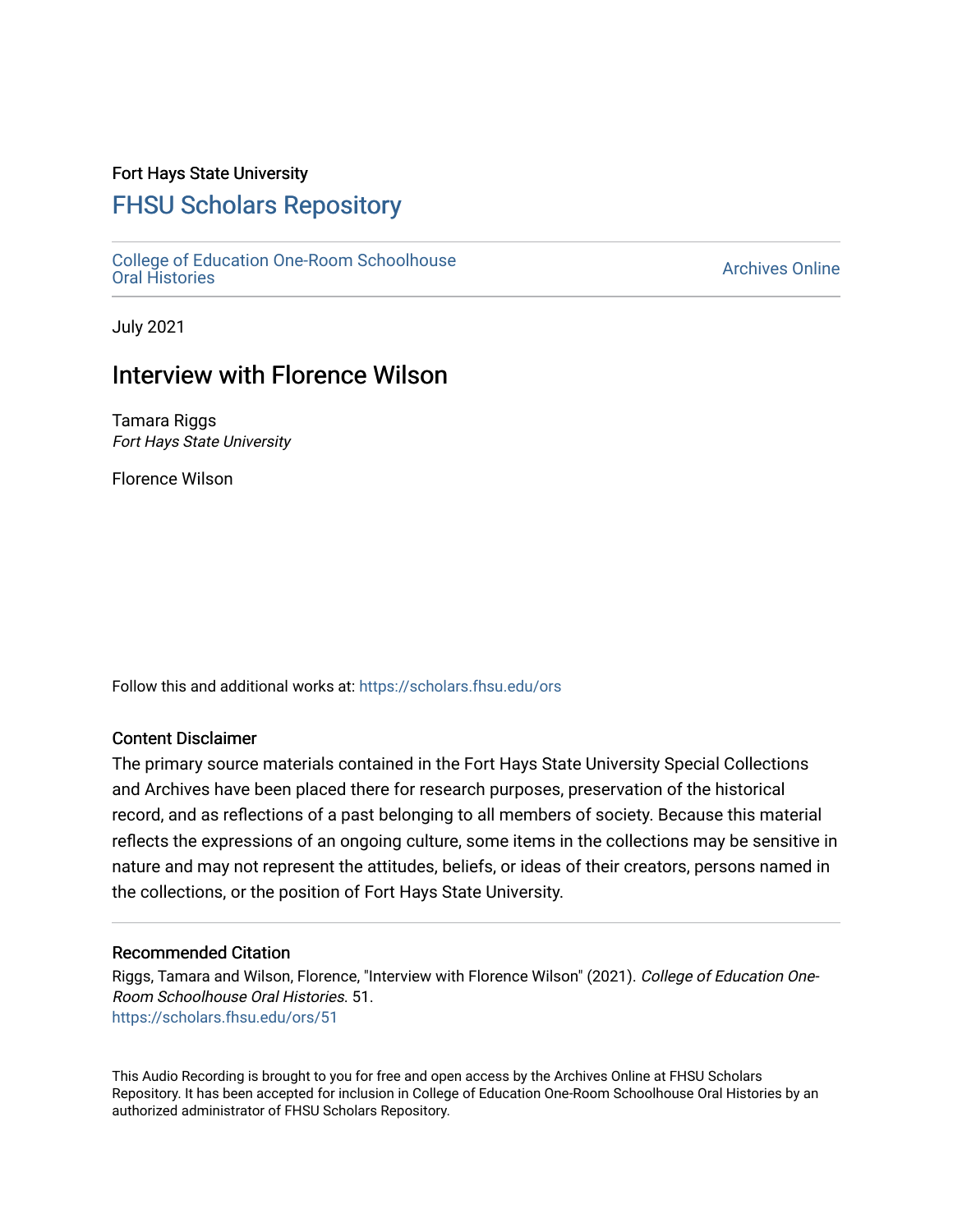Fort Hays State University

# FHSU Scholars Repository

College of Education One-Room Schoolhouse Oral Histories

Archives Online

July 2021

## Interview with Florence Wilson

Tamara Riggs
*Fort Hays State University*

Florence Wilson

Follow this and additional works at: https://scholars.fhsu.edu/ors

### Content Disclaimer

The primary source materials contained in the Fort Hays State University Special Collections and Archives have been placed there for research purposes, preservation of the historical record, and as reflections of a past belonging to all members of society. Because this material reflects the expressions of an ongoing culture, some items in the collections may be sensitive in nature and may not represent the attitudes, beliefs, or ideas of their creators, persons named in the collections, or the position of Fort Hays State University.

### Recommended Citation

Riggs, Tamara and Wilson, Florence, "Interview with Florence Wilson" (2021). *College of Education One-Room Schoolhouse Oral Histories*. 51.
https://scholars.fhsu.edu/ors/51

This Audio Recording is brought to you for free and open access by the Archives Online at FHSU Scholars Repository. It has been accepted for inclusion in College of Education One-Room Schoolhouse Oral Histories by an authorized administrator of FHSU Scholars Repository.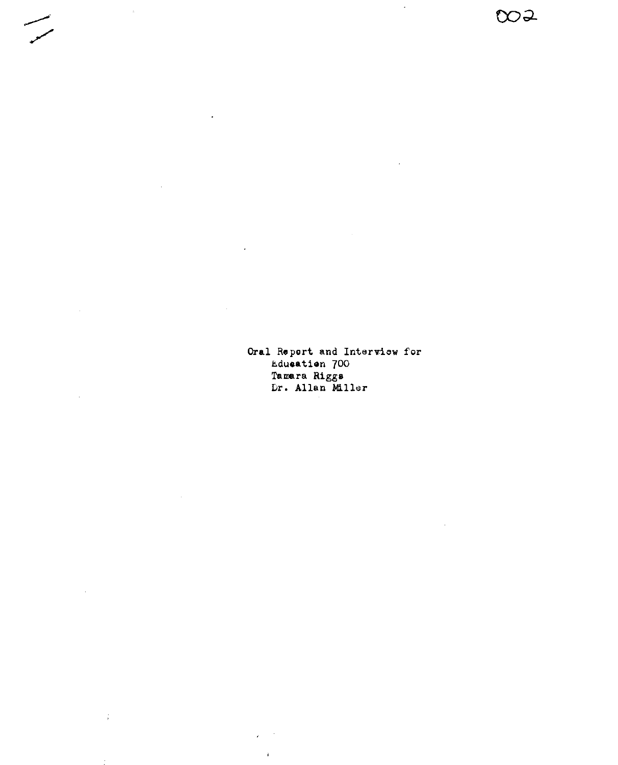Oral Report and Interview for
Education 700
Tamara Riggs
Dr. Allan Miller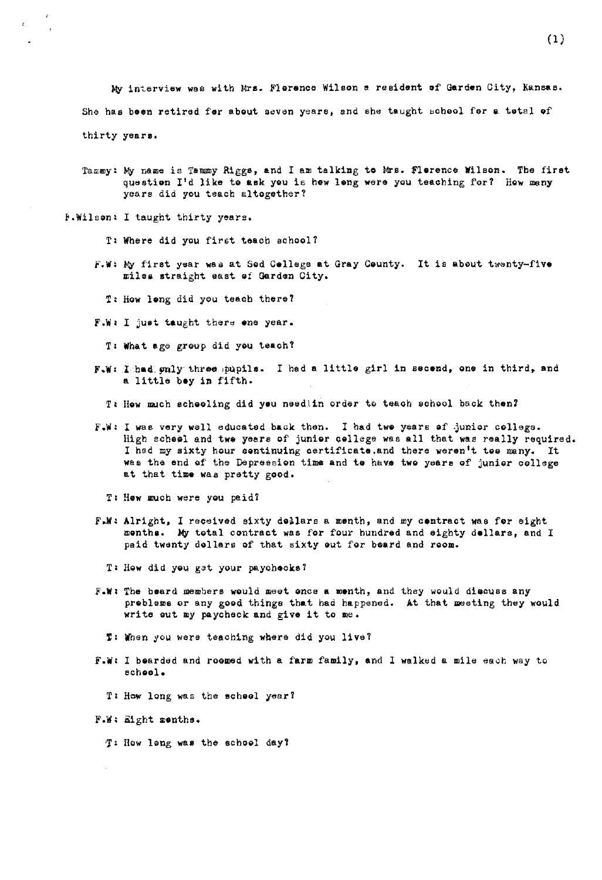My interview was with Mrs. Florence Wilson a resident of Garden City, Kansas. She has been retired for about seven years, and she taught school for a total of thirty years.

Tammy: My name is Tammy Riggs, and I am talking to Mrs. Florence Wilson. The first question I'd like to ask you is how long were you teaching for? How many years did you teach altogether?

F.Wilson: I taught thirty years.

T: Where did you first teach school?

F.W: My first year was at Sod College at Gray County. It is about twenty-five miles straight east of Garden City.

T: How long did you teach there?

F.W: I just taught there one year.

T: What age group did you teach?

F.W: I had only three pupils. I had a little girl in second, one in third, and a little boy in fifth.

T: How much schooling did you need in order to teach school back then?

F.W: I was very well educated back then. I had two years of junior college. High school and two years of junior college was all that was really required. I had my sixty hour continuing certificate.and there weren't too many. It was the end of the Depression time and to have two years of junior college at that time was pretty good.

T: How much were you paid?

F.W: Alright, I received sixty dollars a month, and my contract was for eight months. My total contract was for four hundred and eighty dollars, and I paid twenty dollars of that sixty out for board and room.

T: How did you get your paychecks?

F.W: The board members would meet once a month, and they would discuss any problems or any good things that had happened. At that meeting they would write out my paycheck and give it to me.

T: When you were teaching where did you live?

F.W: I boarded and roomed with a farm family, and I walked a mile each way to school.

T: How long was the school year?

F.W: Eight months.

T: How long was the school day?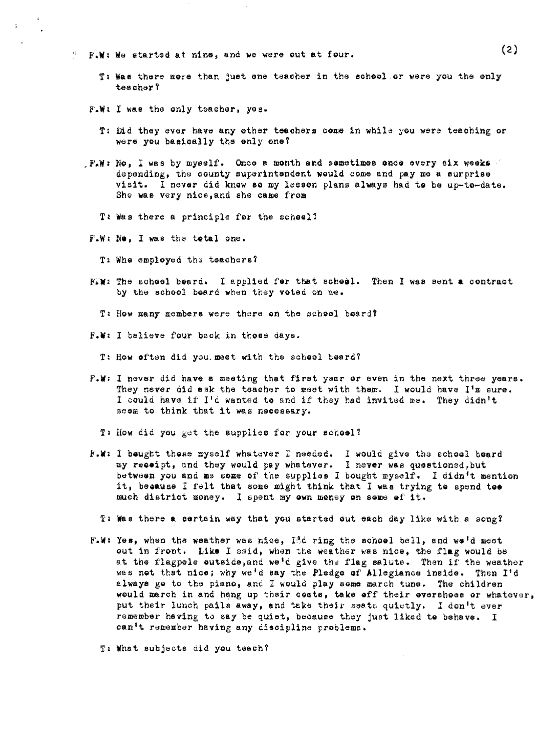F.W: We started at nine, and we were out at four.

T: Was there more than just one teacher in the school or were you the only teacher?

F.W: I was the only teacher, yes.

T: Did they ever have any other teachers come in while you were teaching or were you basically the only one?

F.W: No, I was by myself. Once a month and sometimes once every six weeks depending, the county superintendent would come and pay me a surprise visit. I never did know so my lesson plans always had to be up-to-date. She was very nice, and she came from

T: Was there a principle for the school?

F.W: No, I was the total one.

T: Who employed the teachers?

F.W: The school board. I applied for that school. Then I was sent a contract by the school board when they voted on me.

T: How many members were there on the school board?

F.W: I believe four back in those days.

T: How often did you meet with the school board?

F.W: I never did have a meeting that first year or even in the next three years. They never did ask the teacher to meet with them. I would have I'm sure. I could have if I'd wanted to and if they had invited me. They didn't seem to think that it was necessary.

T: How did you get the supplies for your school?

F.W: I bought those myself whatever I needed. I would give the school board my receipt, and they would pay whatever. I never was questioned, but between you and me some of the supplies I bought myself. I didn't mention it, because I felt that some might think that I was trying to spend too much district money. I spent my own money on some of it.

T: Was there a certain way that you started out each day like with a song?

F.W: Yes, when the weather was nice, I'd ring the school bell, and we'd meet out in front. Like I said, when the weather was nice, the flag would be at the flagpole outside, and we'd give the flag salute. Then if the weather was not that nice; why we'd say the Pledge of Allegiance inside. Then I'd always go to the piano, and I would play some march tune. The children would march in and hang up their coats, take off their overshoes or whatever, put their lunch pails away, and take their seats quietly. I don't ever remember having to say be quiet, because they just liked to behave. I can't remember having any discipline problems.

T: What subjects did you teach?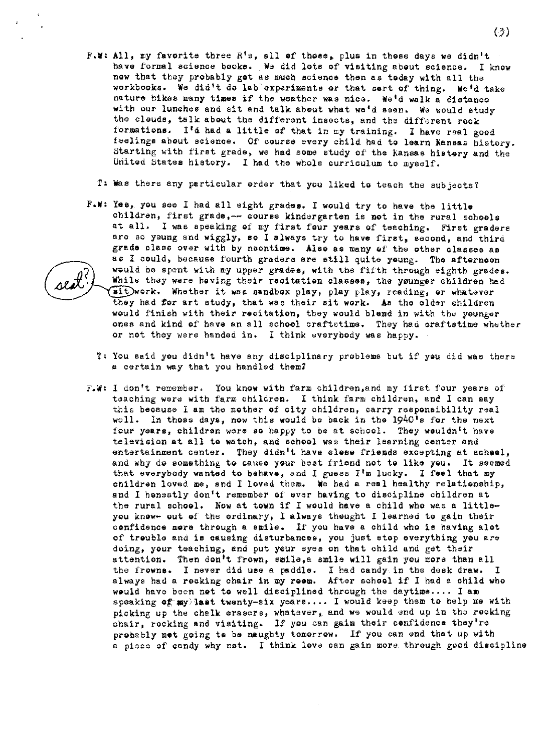F.W: All, my favorite three R's, all of these, plus in those days we didn't have formal science books. We did lots of visiting about science. I know now that they probably got as much science then as today with all the workbooks. We did't do lab experiments or that sort of thing. We'd take nature hikes many times if the weather was nice. We'd walk a distance with our lunches and sit and talk about what we'd seen. We would study the clouds, talk about the different insects, and the different rock formations. I'd had a little of that in my training. I have real good feelings about science. Of course every child had to learn Kansas history. Starting with first grade, we had some study of the Kansas history and the United States history. I had the whole curriculum to myself.

T: Was there any particular order that you liked to teach the subjects?

F.W: Yes, you see I had all eight grades. I would try to have the little children, first grade,-- course kindergarten is not in the rural schools at all. I was speaking of my first four years of teaching. First graders are so young and wiggly, so I always try to have first, second, and third grade class over with by noontime. Also as many of the other classes as as I could, because fourth graders are still quite young. The afternoon would be spent with my upper grades, with the fifth through eighth grades. While they were having their recitation classes, the younger children had sit work. Whether it was sandbox play, play play, reading, or whatever they had for art study, that was their sit work. As the older children would finish with their recitation, they would blend in with the younger ones and kind of have an all school craftstime. They had craftstime whether or not they were handed in. I think everybody was happy.

T: You said you didn't have any disciplinary problems but if you did was there a certain way that you handled them?

F.W: I don't remember. You know with farm children,and my first four years of teaching were with farm children. I think farm children, and I can say this because I am the mother of city children, carry responsibility real well. In those days, now this would be back in the 1940's for the next four years, children were so happy to be at school. They wouldn't have television at all to watch, and school was their learning center and entertainment center. They didn't have close friends excepting at school, and why do something to cause your best friend not to like you. It seemed that everybody wanted to behave, and I guess I'm lucky. I feel that my children loved me, and I loved them. We had a real healthy relationship, and I honestly don't remember of ever having to discipline children at the rural school. Now at town if I would have a child who was a little- you know- out of the ordinary, I always thought I learned to gain their confidence more through a smile. If you have a child who is having alot of trouble and is causing disturbances, you just stop everything you are doing, your teaching, and put your eyes on that child and get their attention. Then don't frown, smile,a smile will gain you more than all the frowns. I never did use a paddle. I had candy in the desk draw. I always had a rocking chair in my room. After school if I had a child who would have been not to well disciplined through the daytime.... I am speaking of my last twenty-six years.... I would keep them to help me with picking up the chalk erasers, whatever, and we would end up in the rocking chair, rocking and visiting. If you can gain their confidence they're probably not going to be naughty tomorrow. If you can end that up with a piece of candy why not. I think love can gain more through good discipline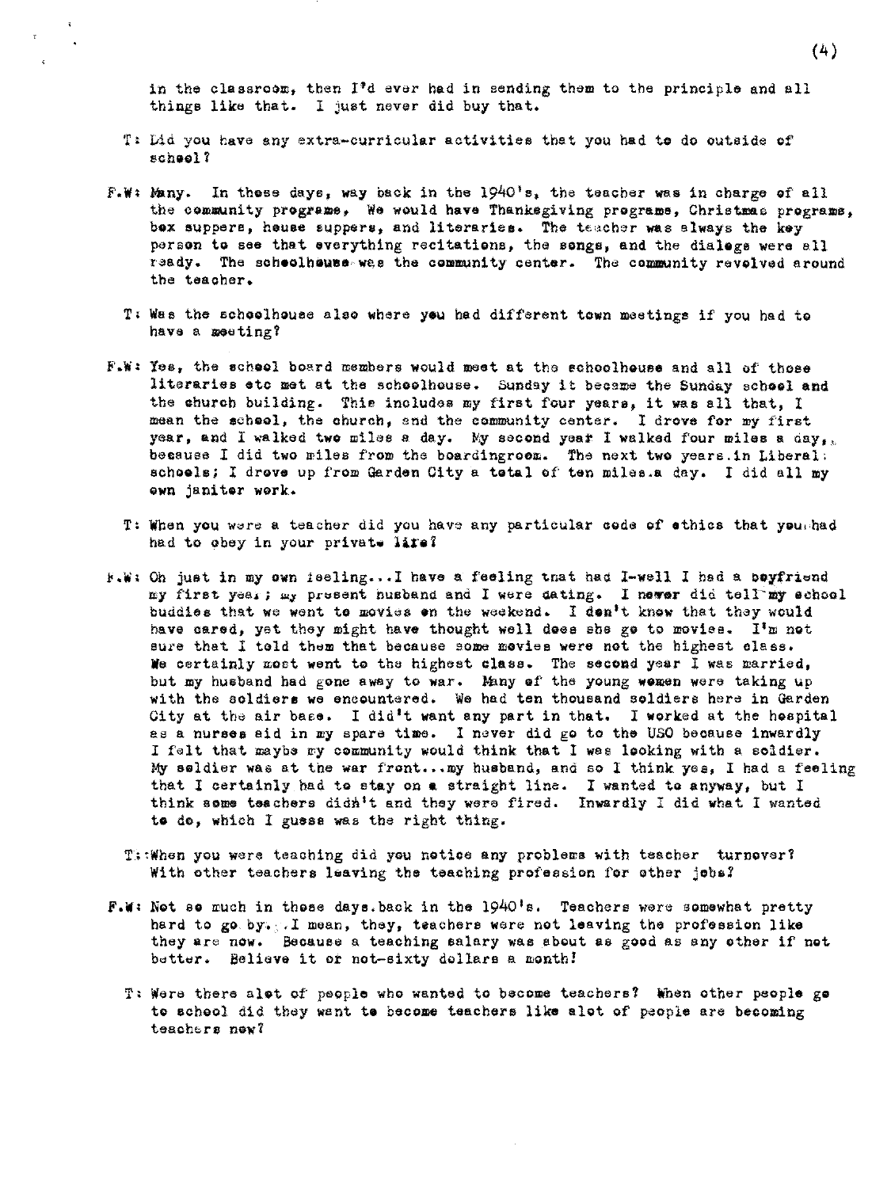in the classroom, then I'd ever had in sending them to the principle and all things like that. I just never did buy that.

T: Did you have any extra-curricular activities that you had to do outside of school?

F.W: Many. In these days, way back in the 1940's, the teacher was in charge of all the community programs, We would have Thanksgiving programs, Christmas programs, box suppers, house suppers, and literaries. The teacher was always the key person to see that everything recitations, the songs, and the dialogs were all ready. The schoolhouse was the community center. The community revolved around the teacher.

T: Was the schoolhouse also where you had different town meetings if you had to have a meeting?

F.W: Yes, the school board members would meet at the schoolhouse and all of those literaries etc met at the schoolhouse. Sunday it became the Sunday school and the church building. This includes my first four years, it was all that, I mean the school, the church, and the community center. I drove for my first year, and I walked two miles a day. My second year I walked four miles a day,. because I did two miles from the boardingroom. The next two years.in Liberal schools; I drove up from Garden City a total of ten miles.a day. I did all my own janiter work.

T: When you were a teacher did you have any particular code of ethics that you had had to obey in your private life?

F.W: Oh just in my own feeling...I have a feeling that had I-well I had a boyfriend my first year; my present husband and I were dating. I never did tell my school buddies that we went to movies on the weekend. I don't know that they would have cared, yet they might have thought well does she go to movies. I'm not sure that I told them that because some movies were not the highest class. We certainly most went to the highest class. The second year I was married, but my husband had gone away to war. Many of the young women were taking up with the soldiers we encountered. We had ten thousand soldiers here in Garden City at the air base. I did't want any part in that. I worked at the hospital as a nurses aid in my spare time. I never did go to the USO because inwardly I felt that maybe my community would think that I was looking with a soldier. My soldier was at the war front...my husband, and so I think yes, I had a feeling that I certainly had to stay on a straight line. I wanted to anyway, but I think some teachers didn't and they were fired. Inwardly I did what I wanted to do, which I guess was the right thing.

T: When you were teaching did you notice any problems with teacher turnover? With other teachers leaving the teaching profession for other jobs?

F.W: Not so much in those days.back in the 1940's. Teachers were somewhat pretty hard to go by. .I mean, they, teachers were not leaving the profession like they are now. Because a teaching salary was about as good as any other if not better. Believe it or not-sixty dollars a month!

T: Were there alot of people who wanted to become teachers? When other people go to school did they want to become teachers like alot of people are becoming teachers now?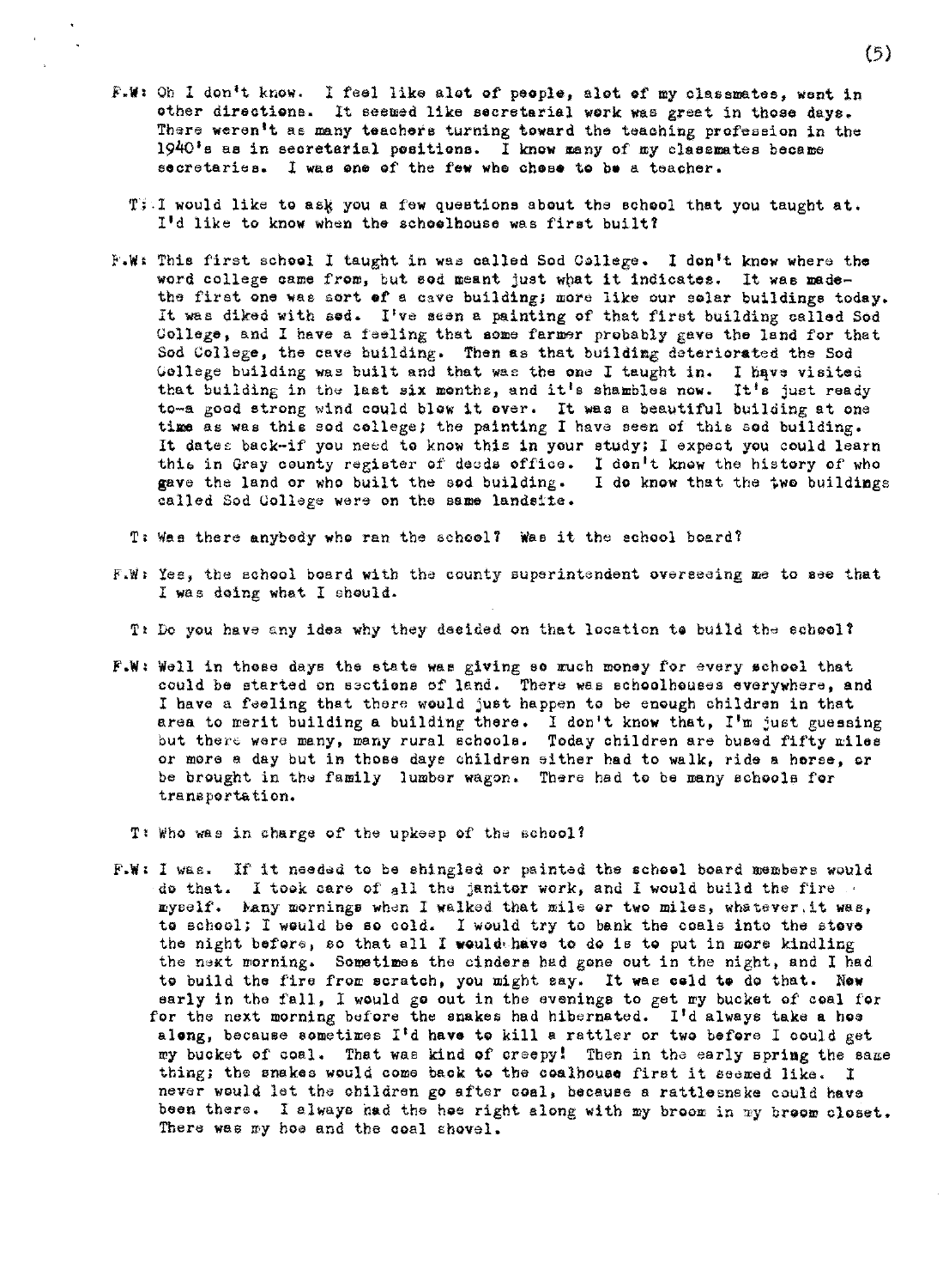F.W: Oh I don't know. I feel like alot of people, alot of my classmates, went in other directions. It seemed like secretarial work was great in those days. There weren't as many teachers turning toward the teaching profession in the 1940's as in secretarial positions. I know many of my classmates became secretaries. I was one of the few who chose to be a teacher.

T: I would like to ask you a few questions about the school that you taught at. I'd like to know when the schoolhouse was first built?

F.W: This first school I taught in was called Sod College. I don't know where the word college came from, but sod meant just what it indicates. It was made-the first one was sort of a cave building; more like our solar buildings today. It was diked with sod. I've seen a painting of that first building called Sod College, and I have a feeling that some farmer probably gave the land for that Sod College, the cave building. Then as that building deteriorated the Sod College building was built and that was the one I taught in. I have visited that building in the last six months, and it's shambles now. It's just ready to-a good strong wind could blow it over. It was a beautiful building at one time as was this sod college; the painting I have seen of this sod building. It dates back-if you need to know this in your study; I expect you could learn this in Gray county register of deeds office. I don't know the history of who gave the land or who built the sod building. I do know that the two buildings called Sod College were on the same landsite.

T: Was there anybody who ran the school? Was it the school board?

F.W: Yes, the school board with the county superintendent overseeing me to see that I was doing what I should.

T: Do you have any idea why they decided on that location to build the school?

F.W: Well in those days the state was giving so much money for every school that could be started on sections of land. There was schoolhouses everywhere, and I have a feeling that there would just happen to be enough children in that area to merit building a building there. I don't know that, I'm just guessing but there were many, many rural schools. Today children are bused fifty miles or more a day but in those days children either had to walk, ride a horse, or be brought in the family lumber wagon. There had to be many schools for transportation.

T: Who was in charge of the upkeep of the school?

F.W: I was. If it needed to be shingled or painted the school board members would do that. I took care of all the janitor work, and I would build the fire myself. Many mornings when I walked that mile or two miles, whatever it was, to school; I would be so cold. I would try to bank the coals into the stove the night before, so that all I would have to do is to put in more kindling the next morning. Sometimes the cinders had gone out in the night, and I had to build the fire from scratch, you might say. It was cold to do that. Now early in the fall, I would go out in the evenings to get my bucket of coal for for the next morning before the snakes had hibernated. I'd always take a hoe along, because sometimes I'd have to kill a rattler or two before I could get my bucket of coal. That was kind of creepy! Then in the early spring the same thing; the snakes would come back to the coalhouse first it seemed like. I never would let the children go after coal, because a rattlesnake could have been there. I always had the hoe right along with my broom in my broom closet. There was my hoe and the coal shovel.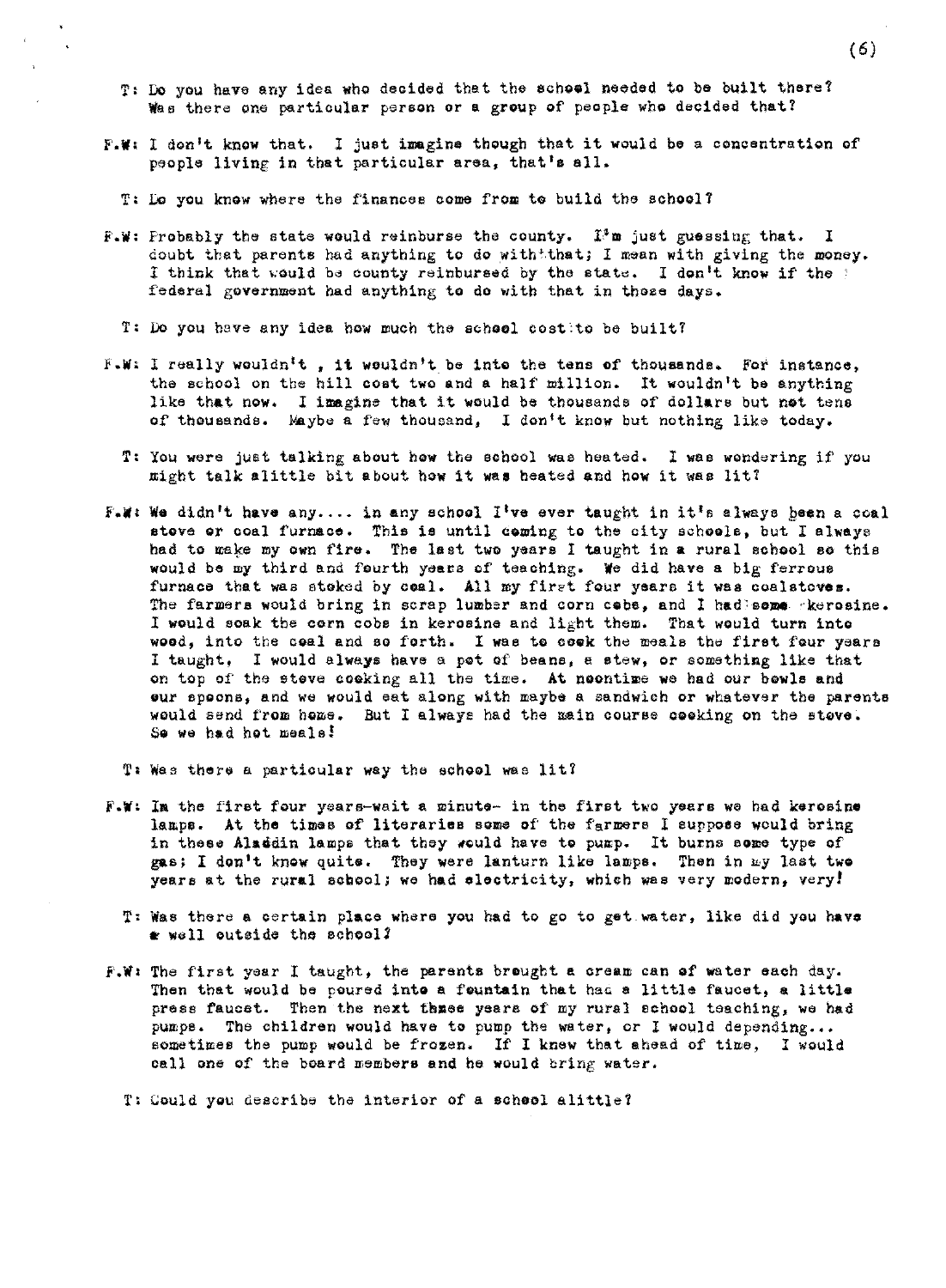T: Do you have any idea who decided that the school needed to be built there? Was there one particular person or a group of people who decided that?

F.W: I don't know that. I just imagine though that it would be a concentration of people living in that particular area, that's all.

T: Do you know where the finances come from to build the school?

F.W: Probably the state would reinburse the county. I'm just guessing that. I doubt that parents had anything to do with that; I mean with giving the money. I think that would be county reinbursed by the state. I don't know if the federal government had anything to do with that in those days.

T: Do you have any idea how much the school cost to be built?

F.W: I really wouldn't , it wouldn't be into the tens of thousands. For instance, the school on the hill cost two and a half million. It wouldn't be anything like that now. I imagine that it would be thousands of dollars but not tens of thousands. Maybe a few thousand, I don't know but nothing like today.

T: You were just talking about how the school was heated. I was wondering if you might talk alittle bit about how it was heated and how it was lit?

F.W: We didn't have any.... in any school I've ever taught in it's always been a coal stove or coal furnace. This is until coming to the city schools, but I always had to make my own fire. The last two years I taught in a rural school so this would be my third and fourth years of teaching. We did have a big ferrous furnace that was stoked by coal. All my first four years it was coalstoves. The farmers would bring in scrap lumber and corn cobs, and I had some kerosine. I would soak the corn cobs in kerosine and light them. That would turn into wood, into the coal and so forth. I was to cook the meals the first four years I taught. I would always have a pot of beans, a stew, or something like that on top of the stove cooking all the time. At noontime we had our bowls and our spoons, and we would eat along with maybe a sandwich or whatever the parents would send from home. But I always had the main course cooking on the stove. So we had hot meals!

T: Was there a particular way the school was lit?

F.W: In the first four years-wait a minute- in the first two years we had kerosine lamps. At the times of literaries some of the farmers I suppose would bring in these Aladdin lamps that they would have to pump. It burns some type of gas; I don't know quite. They were lanturn like lamps. Then in my last two years at the rural school; we had electricity, which was very modern, very!

T: Was there a certain place where you had to go to get water, like did you have a well outside the school?

F.W: The first year I taught, the parents brought a cream can of water each day. Then that would be poured into a fountain that had a little faucet, a little press faucet. Then the next three years of my rural school teaching, we had pumps. The children would have to pump the water, or I would depending... sometimes the pump would be frozen. If I knew that ahead of time, I would call one of the board members and he would bring water.

T: Could you describe the interior of a school alittle?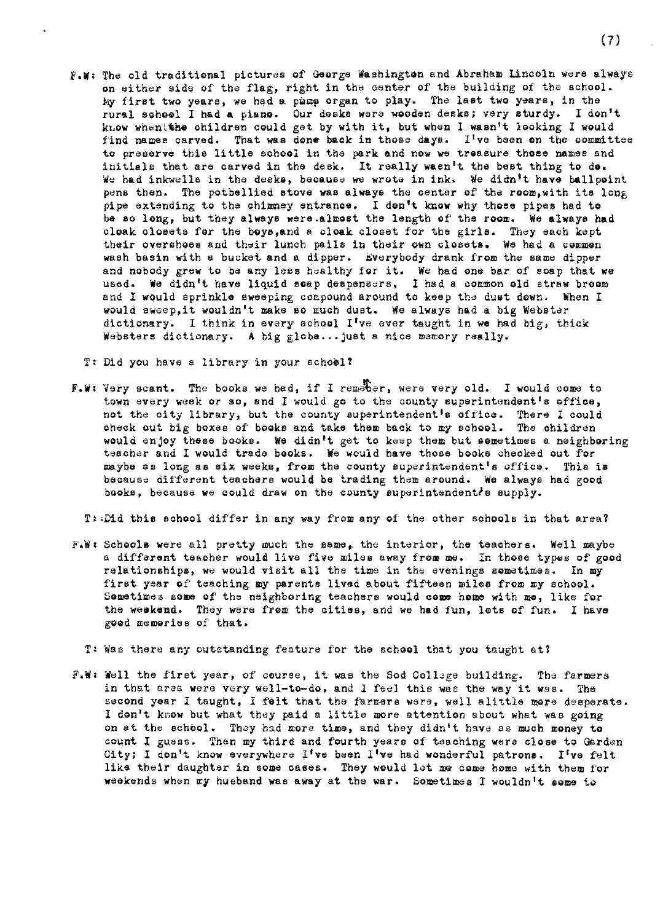F.W: The old traditional pictures of George Washington and Abraham Lincoln were always on either side of the flag, right in the center of the building of the school. My first two years, we had a pump organ to play. The last two years, in the rural school I had a piano. Our desks were wooden desks; very sturdy. I don't know when the children could get by with it, but when I wasn't looking I would find names carved. That was done back in those days. I've been on the committee to preserve this little school in the park and now we treasure those names and initials that are carved in the desk. It really wasn't the best thing to do. We had inkwells in the desks, because we wrote in ink. We didn't have ballpoint pens then. The potbellied stove was always the center of the room, with its long pipe extending to the chimney entrance. I don't know why these pipes had to be so long, but they always were almost the length of the room. We always had cloak closets for the boys, and a cloak closet for the girls. They each kept their overshoes and their lunch pails in their own closets. We had a common wash basin with a bucket and a dipper. Everybody drank from the same dipper and nobody grew to be any less healthy for it. We had one bar of soap that we used. We didn't have liquid soap despensers, I had a common old straw broom and I would sprinkle sweeping compound around to keep the dust down. When I would sweep, it wouldn't make so much dust. We always had a big Webster dictionary. I think in every school I've ever taught in we had big, thick Websters dictionary. A big globe...just a nice memory really.

T: Did you have a library in your school?

F.W: Very scant. The books we had, if I remember, were very old. I would come to town every week or so, and I would go to the county superintendent's office, not the city library, but the county superintendent's office. There I could check out big boxes of books and take them back to my school. The children would enjoy these books. We didn't get to keep them but sometimes a neighboring teacher and I would trade books. We would have those books checked out for maybe as long as six weeks, from the county superintendent's office. This is because different teachers would be trading them around. We always had good books, because we could draw on the county superintendent's supply.

T: Did this school differ in any way from any of the other schools in that area?

F.W: Schools were all pretty much the same, the interior, the teachers. Well maybe a different teacher would live five miles away from me. In those types of good relationships, we would visit all the time in the evenings sometimes. In my first year of teaching my parents lived about fifteen miles from my school. Sometimes some of the neighboring teachers would come home with me, like for the weekend. They were from the cities, and we had fun, lots of fun. I have good memories of that.

T: Was there any outstanding feature for the school that you taught at?

F.W: Well the first year, of course, it was the Sod College building. The farmers in that area were very well-to-do, and I feel this was the way it was. The second year I taught, I felt that the farmers were, well alittle more desperate. I don't know but what they paid a little more attention about what was going on at the school. They had more time, and they didn't have as much money to count I guess. Then my third and fourth years of teaching were close to Garden City; I don't know everywhere I've been I've had wonderful patrons. I've felt like their daughter in some cases. They would let me come home with them for weekends when my husband was away at the war. Sometimes I wouldn't come to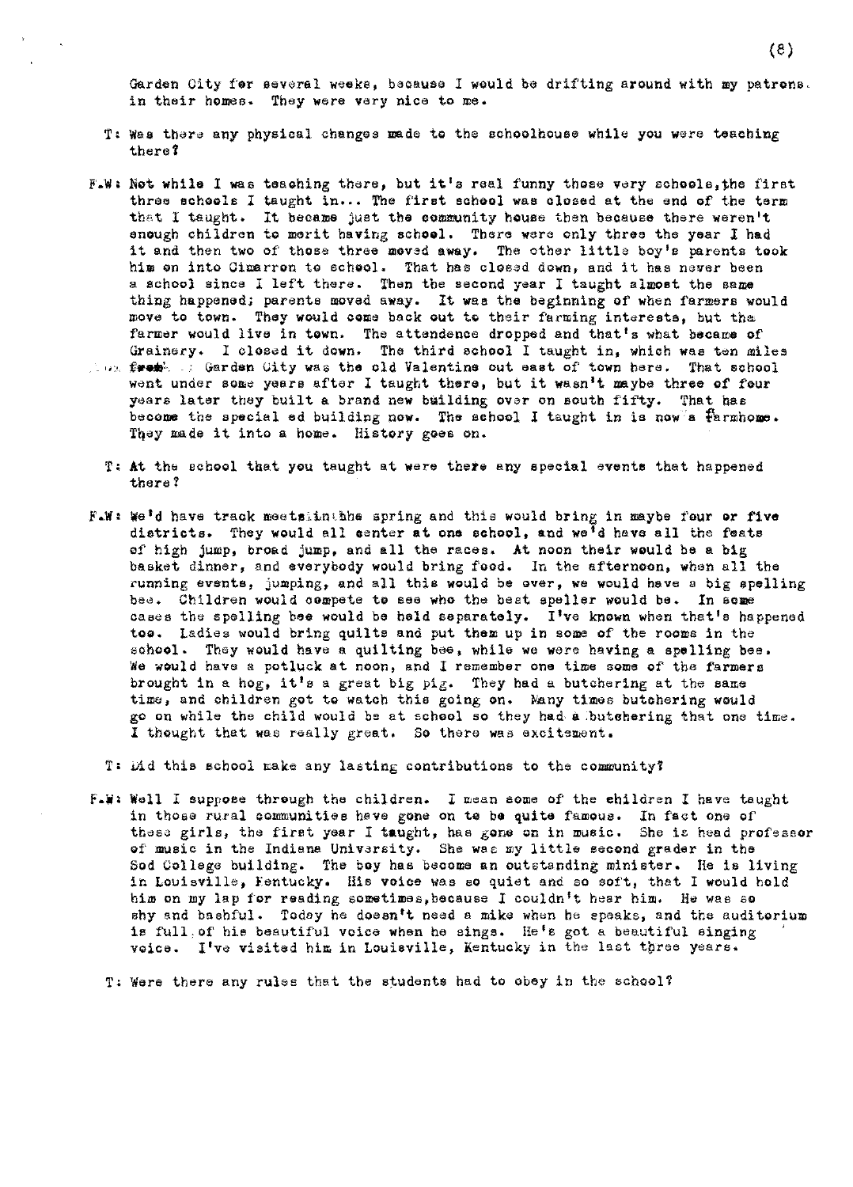Garden City for several weeks, because I would be drifting around with my patrons in their homes. They were very nice to me.

T: Was there any physical changes made to the schoolhouse while you were teaching there?

F.W: Not while I was teaching there, but it's real funny those very schools, the first three schools I taught in... The first school was closed at the end of the term that I taught. It became just the community house then because there weren't enough children to merit having school. There were only three the year I had it and then two of those three moved away. The other little boy's parents took him on into Cimarron to school. That has closed down, and it has never been a school since I left there. Then the second year I taught almost the same thing happened; parents moved away. It was the beginning of when farmers would move to town. They would come back out to their farming interests, but the farmer would live in town. The attendence dropped and that's what became of Grainery. I closed it down. The third school I taught in, which was ten miles from Garden City was the old Valentine out east of town here. That school went under some years after I taught there, but it wasn't maybe three of four years later they built a brand new building over on south fifty. That has become the special ed building now. The school I taught in is now a farmhome. They made it into a home. History goes on.

T: At the school that you taught at were there any special events that happened there?

F.W: We'd have track meets in the spring and this would bring in maybe four or five districts. They would all center at one school, and we'd have all the feats of high jump, broad jump, and all the races. At noon their would be a big basket dinner, and everybody would bring food. In the afternoon, when all the running events, jumping, and all this would be over, we would have a big spelling bee. Children would compete to see who the best speller would be. In some cases the spelling bee would be held separately. I've known when that's happened too. Ladies would bring quilts and put them up in some of the rooms in the school. They would have a quilting bee, while we were having a spelling bee. We would have a potluck at noon, and I remember one time some of the farmers brought in a hog, it's a great big pig. They had a butchering at the same time, and children got to watch this going on. Many times butchering would go on while the child would be at school so they had a butchering that one time. I thought that was really great. So there was excitement.

T: Did this school make any lasting contributions to the community?

F.W: Well I suppose through the children. I mean some of the children I have taught in those rural communities have gone on to be quite famous. In fact one of these girls, the first year I taught, has gone on in music. She is head professor of music in the Indiana University. She was my little second grader in the Sod College building. The boy has become an outstanding minister. He is living in Louisville, Kentucky. His voice was so quiet and so soft, that I would hold him on my lap for reading sometimes, because I couldn't hear him. He was so shy and bashful. Today he doesn't need a mike when he speaks, and the auditorium is full of his beautiful voice when he sings. He's got a beautiful singing voice. I've visited him in Louisville, Kentucky in the last three years.

T: Were there any rules that the students had to obey in the school?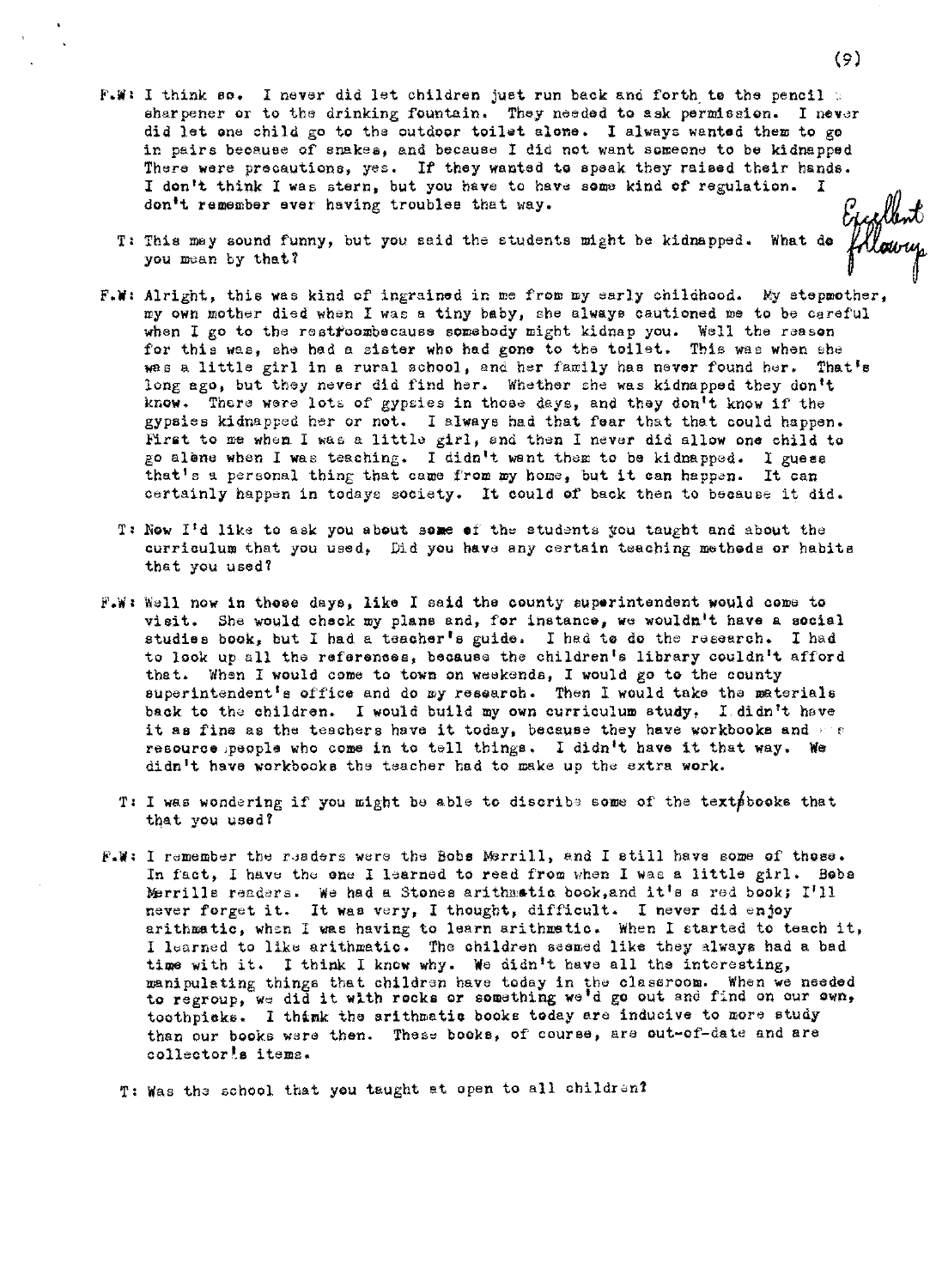F.W: I think so. I never did let children just run back and forth to the pencil sharpener or to the drinking fountain. They needed to ask permission. I never did let one child go to the outdoor toilet alone. I always wanted them to go in pairs because of snakes, and because I did not want someone to be kidnapped There were precautions, yes. If they wanted to speak they raised their hands. I don't think I was stern, but you have to have some kind of regulation. I don't remember ever having troubles that way.

T: This may sound funny, but you said the students might be kidnapped. What do you mean by that?

*Excellent following*

F.W: Alright, this was kind of ingrained in me from my early childhood. My stepmother, my own mother died when I was a tiny baby, she always cautioned me to be careful when I go to the restroombecause somebody might kidnap you. Well the reason for this was, she had a sister who had gone to the toilet. This was when she was a little girl in a rural school, and her family has never found her. That's long ago, but they never did find her. Whether she was kidnapped they don't know. There were lots of gypsies in those days, and they don't know if the gypsies kidnapped her or not. I always had that fear that that could happen. First to me when I was a little girl, and then I never did allow one child to go alone when I was teaching. I didn't want them to be kidnapped. I guess that's a personal thing that came from my home, but it can happen. It can certainly happen in todays society. It could of back then to because it did.

T: Now I'd like to ask you about some of the students you taught and about the curriculum that you used, Did you have any certain teaching methods or habits that you used?

F.W: Well now in those days, like I said the county superintendent would come to visit. She would check my plans and, for instance, we wouldn't have a social studies book, but I had a teacher's guide. I had to do the research. I had to look up all the references, because the children's library couldn't afford that. When I would come to town on weekends, I would go to the county superintendent's office and do my research. Then I would take the materials back to the children. I would build my own curriculum study. I didn't have it as fine as the teachers have it today, because they have workbooks and resource people who come in to tell things. I didn't have it that way. We didn't have workbooks the teacher had to make up the extra work.

T: I was wondering if you might be able to discribe some of the textbooks that that you used?

F.W: I remember the readers were the Bobs Merrill, and I still have some of those. In fact, I have the one I learned to read from when I was a little girl. Bobs Merrills readers. We had a Stones arithmatic book,and it's a red book; I'll never forget it. It was very, I thought, difficult. I never did enjoy arithmatic, when I was having to learn arithmetic. When I started to teach it, I learned to like arithmatic. The children seemed like they always had a bad time with it. I think I know why. We didn't have all the interesting, manipulating things that children have today in the classroom. When we needed to regroup, we did it with rocks or something we'd go out and find on our own, toothpicks. I think the arithmatic books today are inducive to more study than our books were then. These books, of course, are out-of-date and are collector's items.

T: Was the school that you taught at open to all children?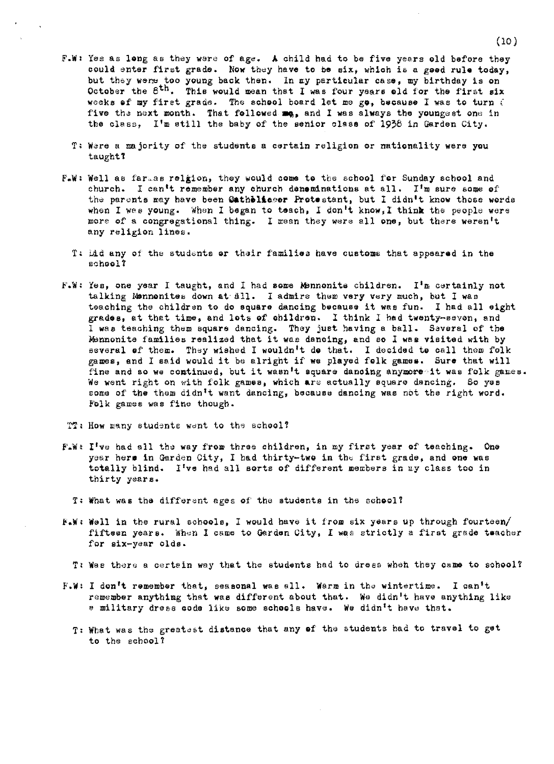F.W: Yes as long as they were of age. A child had to be five years old before they could enter first grade. Now they have to be six, which is a good rule today, but they were too young back then. In my particular case, my birthday is on October the 8th. This would mean that I was four years old for the first six weeks of my first grade. The school board let me go, because I was to turn five the next month. That followed me, and I was always the youngest one in the class, I'm still the baby of the senior class of 1938 in Garden City.

T: Were a majority of the students a certain religion or nationality were you taught?

F.W: Well as far as religion, they would come to the school for Sunday school and church. I can't remember any church denominations at all. I'm sure some of the parents may have been Catholic or Protestant, but I didn't know those words when I was young. When I began to teach, I don't know, I think the people were more of a congregational thing. I mean they were all one, but there weren't any religion lines.

T: Did any of the students or their families have customs that appeared in the school?

F.W: Yes, one year I taught, and I had some Mennonite children. I'm certainly not talking Mennonites down at all. I admire them very very much, but I was teaching the children to do square dancing because it was fun. I had all eight grades, at that time, and lots of children. I think I had twenty-seven, and I was teaching them square dancing. They just having a ball. Several of the Mennonite families realized that it was dancing, and so I was visited with by several of them. They wished I wouldn't do that. I decided to call them folk games, and I said would it be alright if we played folk games. Sure that will fine and so we continued, but it wasn't square dancing anymore it was folk games. We went right on with folk games, which are actually square dancing. So yes some of the them didn't want dancing, because dancing was not the right word. Folk games was fine though.

T: How many students went to the school?

F.W: I've had all the way from three children, in my first year of teaching. One year here in Garden City, I had thirty-two in the first grade, and one was totally blind. I've had all sorts of different members in my class too in thirty years.

T: What was the different ages of the students in the school?

F.W: Well in the rural schools, I would have it from six years up through fourteen/fifteen years. When I came to Garden City, I was strictly a first grade teacher for six-year olds.

T: Was there a certain way that the students had to dress when they came to school?

F.W: I don't remember that, seasonal was all. Warm in the wintertime. I can't remember anything that was different about that. We didn't have anything like a military dress code like some schools have. We didn't have that.

T: What was the greatest distance that any of the students had to travel to get to the school?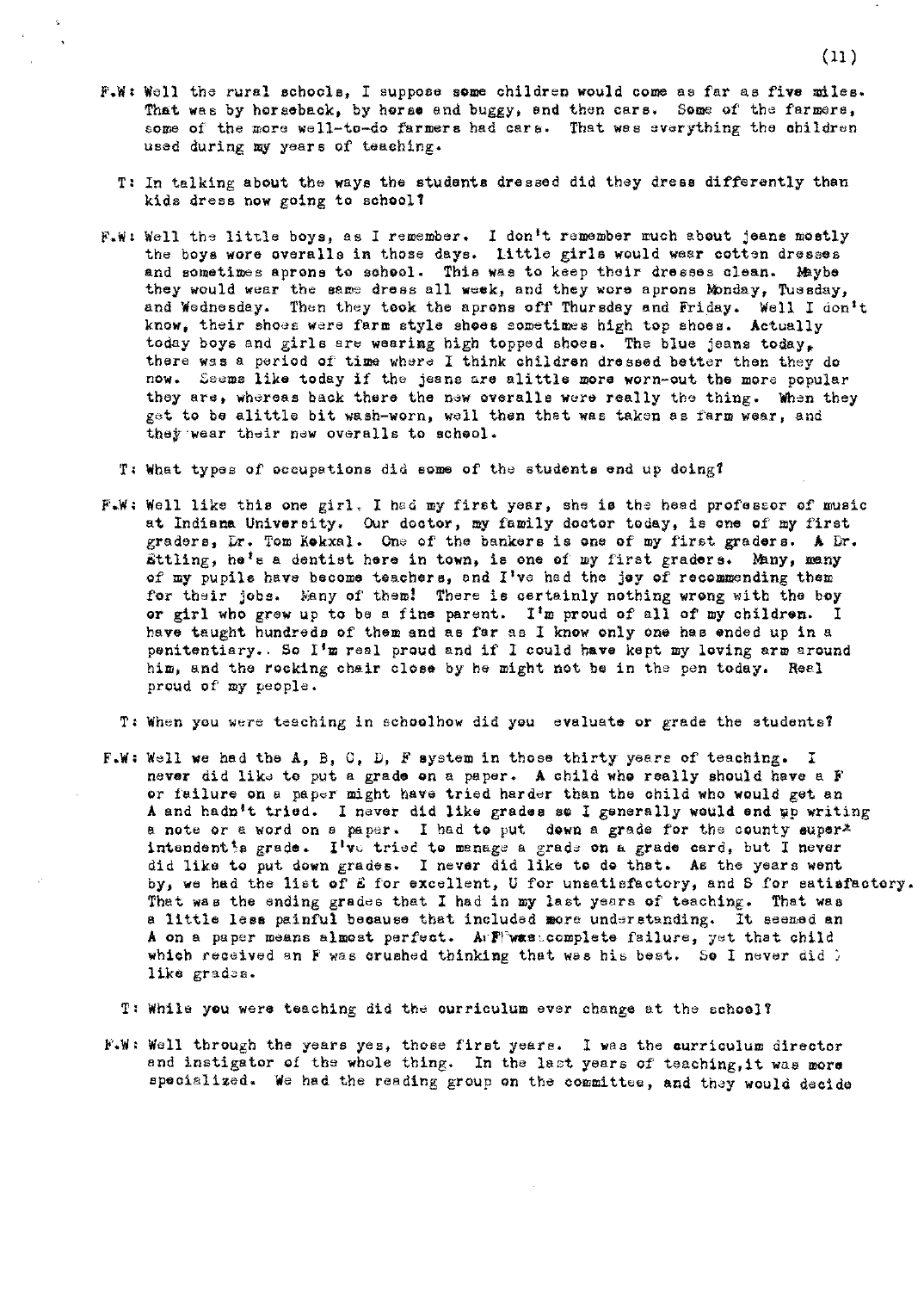F.W: Well the rural schools, I suppose some children would come as far as five miles. That was by horseback, by horse and buggy, and then cars. Some of the farmers, some of the more well-to-do farmers had cars. That was everything the children used during my years of teaching.

T: In talking about the ways the students dressed did they dress differently than kids dress now going to school?

F.W: Well the little boys, as I remember. I don't remember much about jeans mostly the boys wore overalls in those days. Little girls would wear cotton dresses and sometimes aprons to school. This was to keep their dresses clean. Maybe they would wear the same dress all week, and they wore aprons Monday, Tuesday, and Wednesday. Then they took the aprons off Thursday and Friday. Well I don't know, their shoes were farm style shoes sometimes high top shoes. Actually today boys and girls are wearing high topped shoes. The blue jeans today, there was a period of time where I think children dressed better then they do now. Seems like today if the jeans are alittle more worn-out the more popular they are, whereas back there the new overalls were really the thing. When they get to be alittle bit wash-worn, well then that was taken as farm wear, and they wear their new overalls to school.

T: What types of occupations did some of the students end up doing?

F.W: Well like this one girl, I had my first year, she is the head professor of music at Indiana University. Our doctor, my family doctor today, is one of my first graders, Dr. Tom Kokxal. One of the bankers is one of my first graders. A Dr. Ettling, he's a dentist here in town, is one of my first graders. Many, many of my pupils have become teachers, and I've had the joy of recommending them for their jobs. Many of them! There is certainly nothing wrong with the boy or girl who grew up to be a fine parent. I'm proud of all of my children. I have taught hundreds of them and as far as I know only one has ended up in a penitentiary. So I'm real proud and if I could have kept my loving arm around him, and the rocking chair close by he might not be in the pen today. Real proud of my people.

T: When you were teaching in schoolhow did you evaluate or grade the students?

F.W: Well we had the A, B, C, D, F system in those thirty years of teaching. I never did like to put a grade on a paper. A child who really should have a F or failure on a paper might have tried harder than the child who would get an A and hadn't tried. I never did like grades so I generally would end up writing a note or a word on a paper. I had to put down a grade for the county superintendent's grade. I've tried to manage a grade on a grade card, but I never did like to put down grades. I never did like to do that. As the years went by, we had the list of E for excellent, U for unsatisfactory, and S for satisfactory. That was the ending grades that I had in my last years of teaching. That was a little less painful because that included more understanding. It seemed an A on a paper means almost perfect. A F was complete failure, yet that child which received an F was crushed thinking that was his best. So I never did like grades.

T: While you were teaching did the curriculum ever change at the school?

F.W: Well through the years yes, those first years. I was the curriculum director and instigator of the whole thing. In the last years of teaching,it was more specialized. We had the reading group on the committee, and they would decide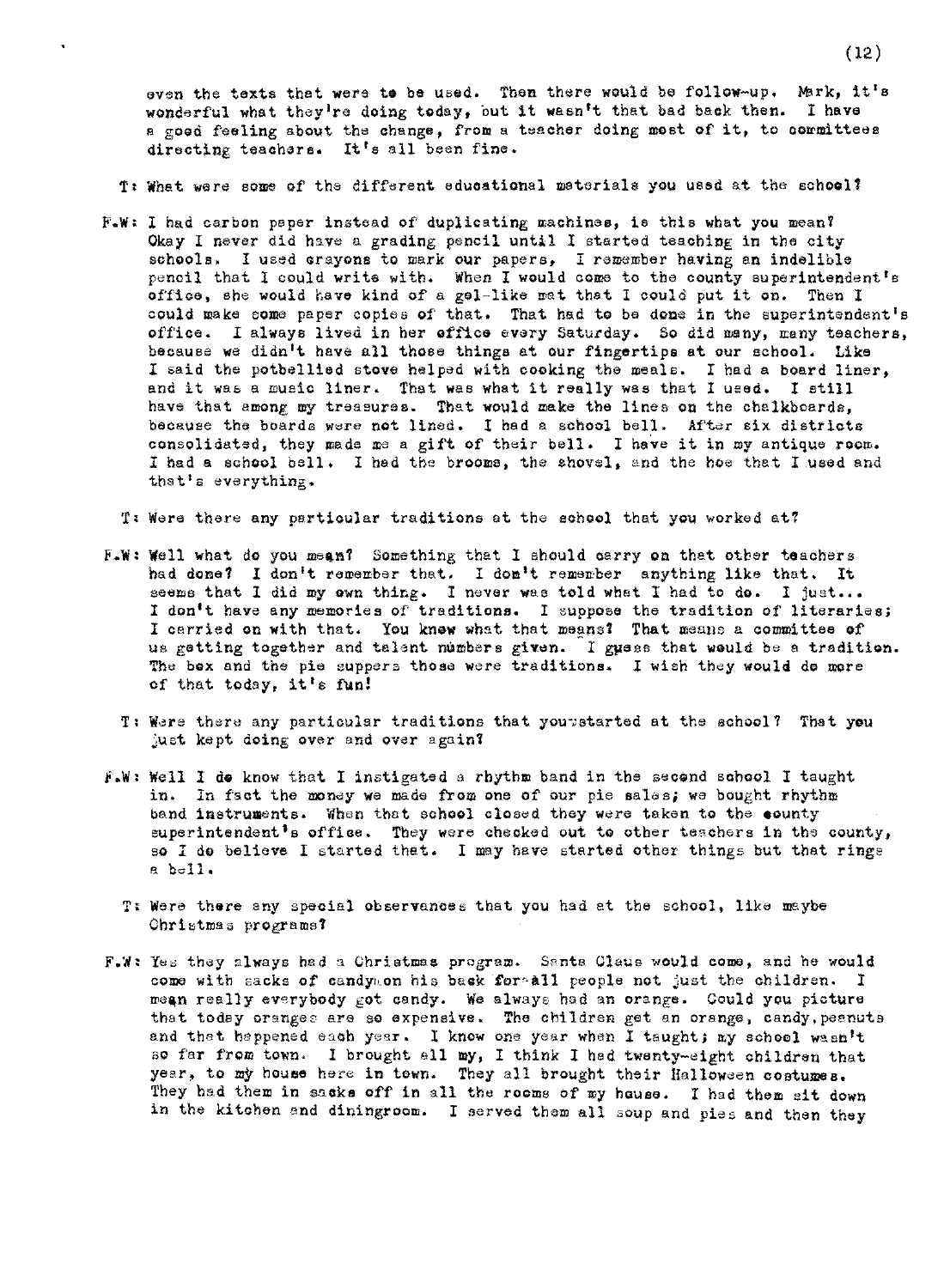even the texts that were to be used. Then there would be follow-up. Mark, it's wonderful what they're doing today, but it wasn't that bad back then. I have a good feeling about the change, from a teacher doing most of it, to committees directing teachers. It's all been fine.

T: What were some of the different educational materials you used at the school?

F.W: I had carbon paper instead of duplicating machines, is this what you mean? Okay I never did have a grading pencil until I started teaching in the city schools. I used crayons to mark our papers, I remember having an indelible pencil that I could write with. When I would come to the county superintendent's office, she would have kind of a gel-like mat that I could put it on. Then I could make some paper copies of that. That had to be done in the superintendent's office. I always lived in her office every Saturday. So did many, many teachers, because we didn't have all those things at our fingertips at our school. Like I said the potbellied stove helped with cooking the meals. I had a board liner, and it was a music liner. That was what it really was that I used. I still have that among my treasures. That would make the lines on the chalkboards, because the boards were not lined. I had a school bell. After six districts consolidated, they made me a gift of their bell. I have it in my antique room. I had a school bell. I had the brooms, the shovel, and the hoe that I used and that's everything.

T: Were there any particular traditions at the school that you worked at?

F.W: Well what do you mean? Something that I should carry on that other teachers had done? I don't remember that. I don't remember anything like that. It seems that I did my own thing. I never was told what I had to do. I just... I don't have any memories of traditions. I suppose the tradition of literaries; I carried on with that. You knew what that means? That means a committee of us getting together and talent numbers given. I guess that would be a tradition. The box and the pie suppers those were traditions. I wish they would do more of that today, it's fun!

T: Were there any particular traditions that you started at the school? That you just kept doing over and over again?

F.W: Well I do know that I instigated a rhythm band in the second school I taught in. In fact the money we made from one of our pie sales; we bought rhythm band instruments. When that school closed they were taken to the county superintendent's office. They were checked out to other teachers in the county, so I do believe I started that. I may have started other things but that rings a bell.

T: Were there any special observances that you had at the school, like maybe Christmas programs?

F.W: Yes they always had a Christmas program. Santa Claus would come, and he would come with sacks of candy on his back for all people not just the children. I mean really everybody got candy. We always had an orange. Could you picture that today oranges are so expensive. The children get an orange, candy, peanuts and that happened each year. I know one year when I taught; my school wasn't so far from town. I brought all my, I think I had twenty-eight children that year, to my house here in town. They all brought their Halloween costumes. They had them in sacks off in all the rooms of my house. I had them sit down in the kitchen and diningroom. I served them all soup and pies and then they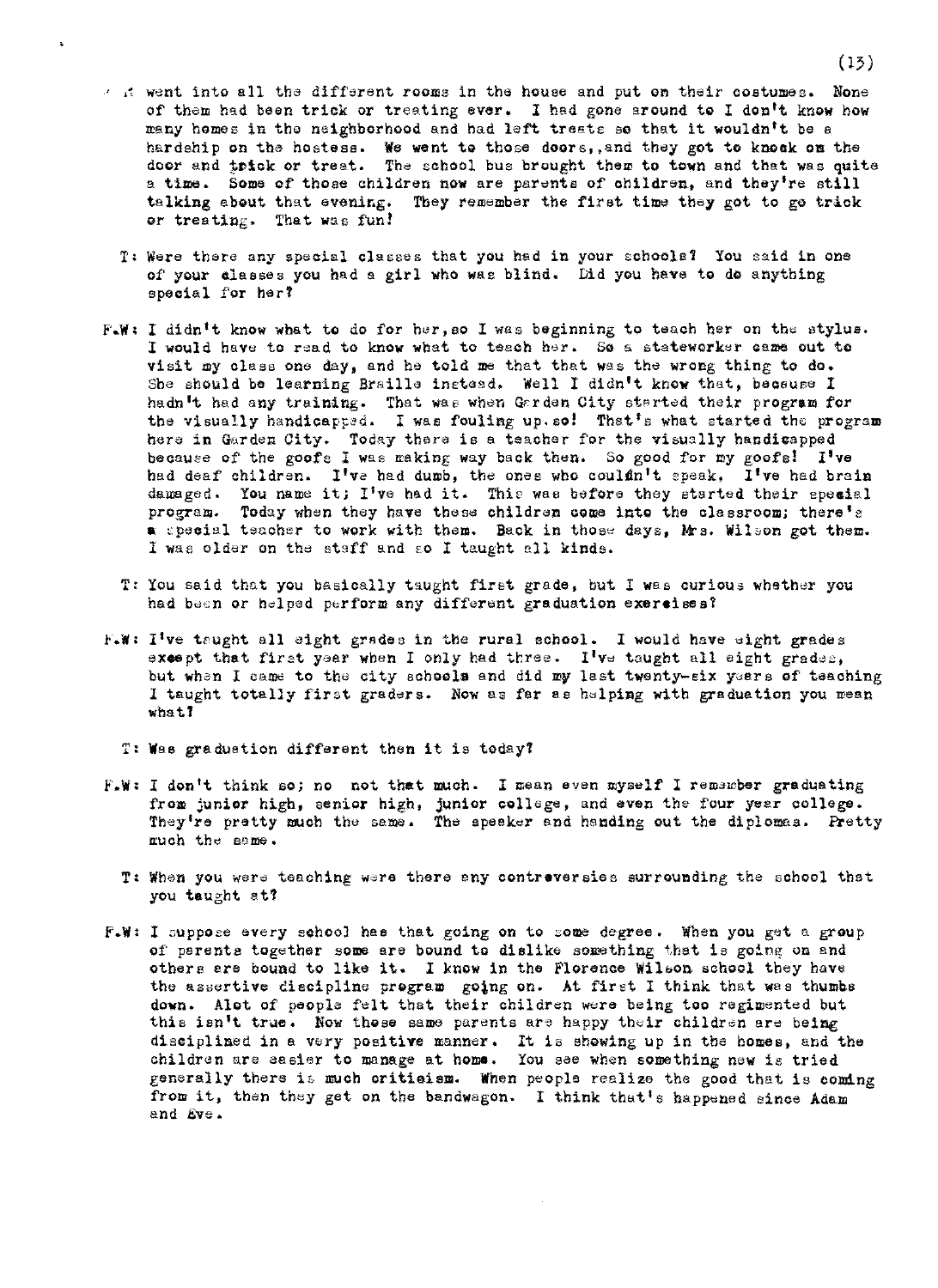went into all the different rooms in the house and put on their costumes. None of them had been trick or treating ever. I had gone around to I don't know how many homes in the neighborhood and had left treats so that it wouldn't be a hardship on the hostess. We went to those doors,,and they got to knock on the door and trick or treat. The school bus brought them to town and that was quite a time. Some of those children now are parents of children, and they're still talking about that evening. They remember the first time they got to go trick or treating. That was fun!

T: Were there any special classes that you had in your schools? You said in one of your classes you had a girl who was blind. Did you have to do anything special for her?

F.W: I didn't know what to do for her,so I was beginning to teach her on the stylus. I would have to read to know what to teach her. So a stateworker came out to visit my class one day, and he told me that that was the wrong thing to do. She should be learning Braille instead. Well I didn't know that, because I hadn't had any training. That was when Garden City started their program for the visually handicapped. I was fouling up.so! That's what started the program here in Garden City. Today there is a teacher for the visually handicapped because of the goofs I was making way back then. So good for my goofs! I've had deaf children. I've had dumb, the ones who couldn't speak. I've had brain damaged. You name it; I've had it. This was before they started their special program. Today when they have these children come into the classroom; there's a special teacher to work with them. Back in those days, Mrs. Wilson got them. I was older on the staff and so I taught all kinds.

T: You said that you basically taught first grade, but I was curious whether you had been or helped perform any different graduation exercises?

F.W: I've taught all eight grades in the rural school. I would have eight grades except that first year when I only had three. I've taught all eight grades, but when I came to the city schools and did my last twenty-six years of teaching I taught totally first graders. Now as far as helping with graduation you mean what?

T: Was graduation different then it is today?

F.W: I don't think so; no not that much. I mean even myself I remember graduating from junior high, senior high, junior college, and even the four year college. They're pretty much the same. The speaker and handing out the diplomas. Pretty much the same.

T: When you were teaching were there any contreversies surrounding the school that you taught at?

F.W: I suppose every school has that going on to some degree. When you get a group of parents together some are bound to dislike something that is going on and others are bound to like it. I know in the Florence Wilson school they have the assertive discipline program going on. At first I think that was thumbs down. Alot of people felt that their children were being too regimented but this isn't true. Now these same parents are happy their children are being disciplined in a very positive manner. It is showing up in the homes, and the children are easier to manage at home. You see when something new is tried generally there is much criticism. When people realize the good that is coming from it, then they get on the bandwagon. I think that's happened since Adam and Eve.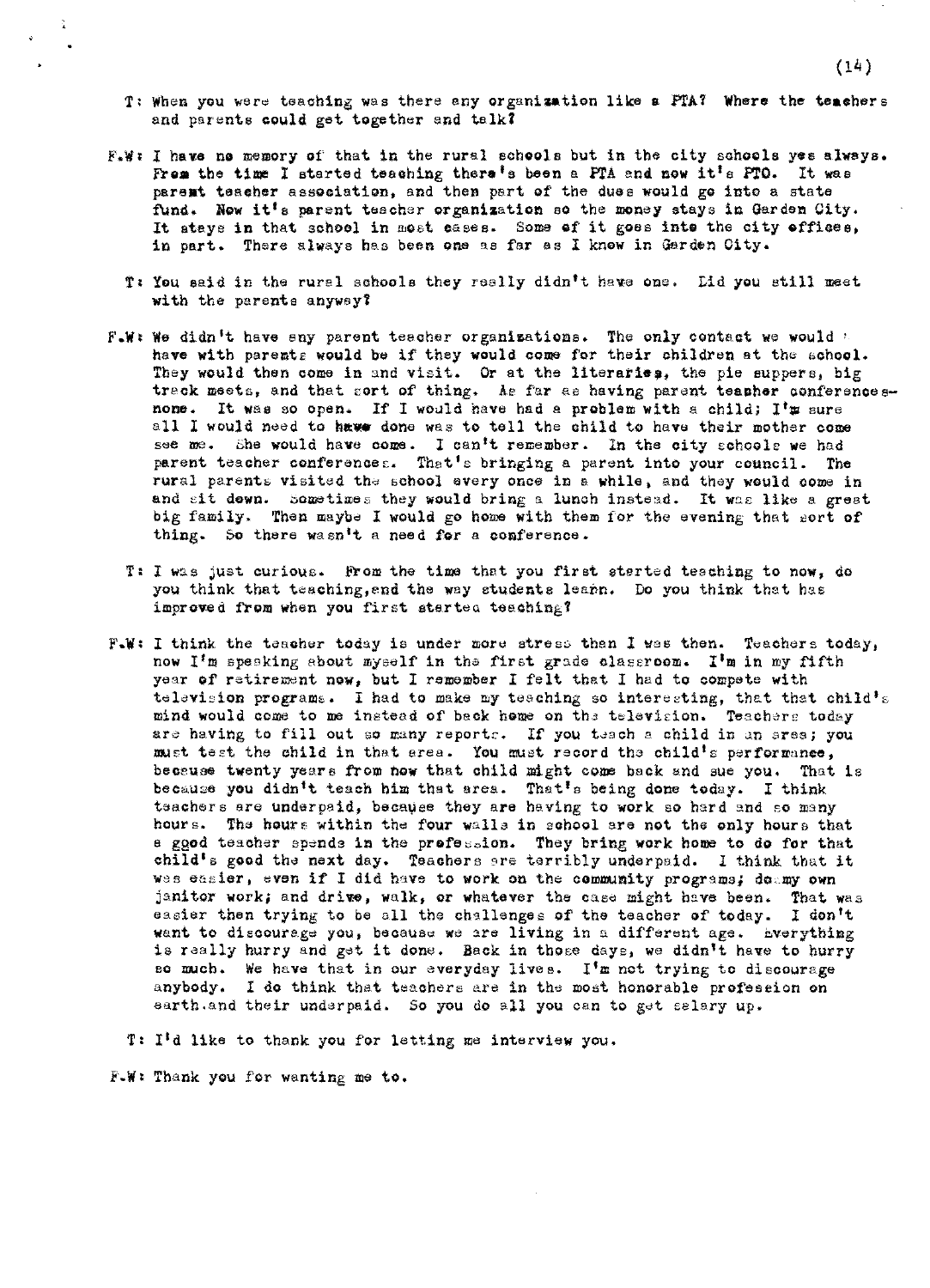T: When you were teaching was there any organization like a PTA? Where the teachers and parents could get together and talk?

F.W: I have no memory of that in the rural schools but in the city schools yes always. From the time I started teaching there's been a PTA and now it's PTO. It was parent teacher association, and then part of the dues would go into a state fund. Now it's parent teacher organization so the money stays in Garden City. It stays in that school in most cases. Some of it goes into the city offices, in part. There always has been one as far as I knew in Garden City.

T: You said in the rural schools they really didn't have one. Did you still meet with the parents anyway?

F.W: We didn't have any parent teacher organizations. The only contact we would have with parents would be if they would come for their children at the school. They would then come in and visit. Or at the literaries, the pie suppers, big track meets, and that sort of thing. As far as having parent teacher conferences-none. It was so open. If I would have had a problem with a child; I'm sure all I would need to have done was to tell the child to have their mother come see me. She would have come. I can't remember. In the city schools we had parent teacher conferences. That's bringing a parent into your council. The rural parents visited the school every once in a while, and they would come in and sit down. Sometimes they would bring a lunch instead. It was like a great big family. Then maybe I would go home with them for the evening that sort of thing. So there wasn't a need for a conference.

T: I was just curious. From the time that you first started teaching to now, do you think that teaching,and the way students learn. Do you think that has improved from when you first started teaching?

F.W: I think the teacher today is under more stress than I was then. Teachers today, now I'm speaking about myself in the first grade classroom. I'm in my fifth year of retirement now, but I remember I felt that I had to compete with television programs. I had to make my teaching so interesting, that that child's mind would come to me instead of back home on the television. Teachers today are having to fill out so many reports. If you teach a child in an area; you must test the child in that area. You must record the child's performance, because twenty years from now that child might come back and sue you. That is because you didn't teach him that area. That's being done today. I think teachers are underpaid, because they are having to work so hard and so many hours. The hours within the four walls in school are not the only hours that a good teacher spends in the profession. They bring work home to do for that child's good the next day. Teachers are terribly underpaid. I think that it was easier, even if I did have to work on the community programs; do my own janitor work; and drive, walk, or whatever the case might have been. That was easier then trying to be all the challenges of the teacher of today. I don't want to discourage you, because we are living in a different age. Everything is really hurry and get it done. Back in those days, we didn't have to hurry so much. We have that in our everyday lives. I'm not trying to discourage anybody. I do think that teachers are in the most honorable profession on earth.and their underpaid. So you do all you can to get salary up.

T: I'd like to thank you for letting me interview you.

F.W: Thank you for wanting me to.